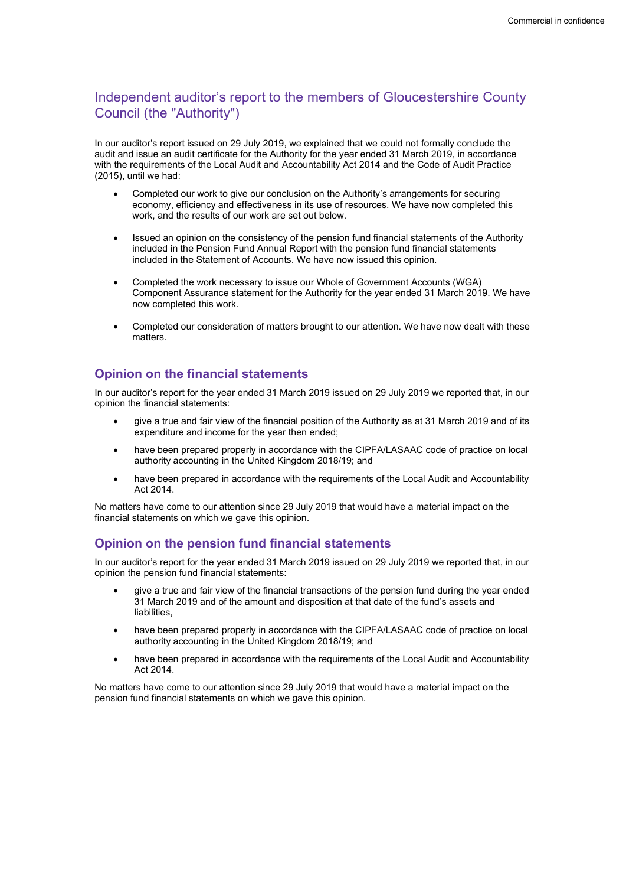# Independent auditor's report to the members of Gloucestershire County Council (the "Authority")

In our auditor's report issued on 29 July 2019, we explained that we could not formally conclude the audit and issue an audit certificate for the Authority for the year ended 31 March 2019, in accordance with the requirements of the Local Audit and Accountability Act 2014 and the Code of Audit Practice (2015), until we had:

- Completed our work to give our conclusion on the Authority's arrangements for securing economy, efficiency and effectiveness in its use of resources. We have now completed this work, and the results of our work are set out below.
- Issued an opinion on the consistency of the pension fund financial statements of the Authority included in the Pension Fund Annual Report with the pension fund financial statements included in the Statement of Accounts. We have now issued this opinion.
- Completed the work necessary to issue our Whole of Government Accounts (WGA) Component Assurance statement for the Authority for the year ended 31 March 2019. We have now completed this work.
- Completed our consideration of matters brought to our attention. We have now dealt with these matters.

## Opinion on the financial statements

In our auditor's report for the year ended 31 March 2019 issued on 29 July 2019 we reported that, in our opinion the financial statements:

- give a true and fair view of the financial position of the Authority as at 31 March 2019 and of its expenditure and income for the year then ended;
- have been prepared properly in accordance with the CIPFA/LASAAC code of practice on local authority accounting in the United Kingdom 2018/19; and
- have been prepared in accordance with the requirements of the Local Audit and Accountability Act 2014.

No matters have come to our attention since 29 July 2019 that would have a material impact on the financial statements on which we gave this opinion.

## Opinion on the pension fund financial statements

In our auditor's report for the year ended 31 March 2019 issued on 29 July 2019 we reported that, in our opinion the pension fund financial statements:

- give a true and fair view of the financial transactions of the pension fund during the year ended 31 March 2019 and of the amount and disposition at that date of the fund's assets and liabilities,
- have been prepared properly in accordance with the CIPFA/LASAAC code of practice on local authority accounting in the United Kingdom 2018/19; and
- have been prepared in accordance with the requirements of the Local Audit and Accountability Act 2014.

No matters have come to our attention since 29 July 2019 that would have a material impact on the pension fund financial statements on which we gave this opinion.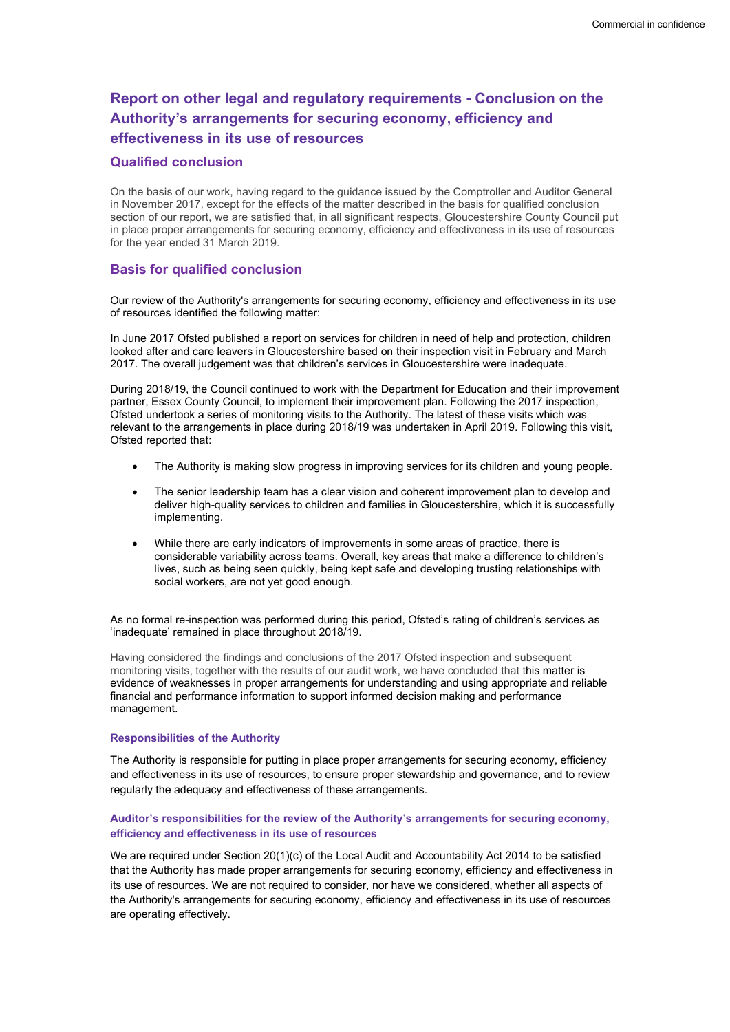## Report on other legal and regulatory requirements - Conclusion on the Authority's arrangements for securing economy, efficiency and effectiveness in its use of resources

### Qualified conclusion

On the basis of our work, having regard to the guidance issued by the Comptroller and Auditor General in November 2017, except for the effects of the matter described in the basis for qualified conclusion section of our report, we are satisfied that, in all significant respects, Gloucestershire County Council put in place proper arrangements for securing economy, efficiency and effectiveness in its use of resources for the year ended 31 March 2019.

### Basis for qualified conclusion

Our review of the Authority's arrangements for securing economy, efficiency and effectiveness in its use of resources identified the following matter:

In June 2017 Ofsted published a report on services for children in need of help and protection, children looked after and care leavers in Gloucestershire based on their inspection visit in February and March 2017. The overall judgement was that children's services in Gloucestershire were inadequate.

During 2018/19, the Council continued to work with the Department for Education and their improvement partner, Essex County Council, to implement their improvement plan. Following the 2017 inspection, Ofsted undertook a series of monitoring visits to the Authority. The latest of these visits which was relevant to the arrangements in place during 2018/19 was undertaken in April 2019. Following this visit, Ofsted reported that:

- The Authority is making slow progress in improving services for its children and young people.
- The senior leadership team has a clear vision and coherent improvement plan to develop and deliver high-quality services to children and families in Gloucestershire, which it is successfully implementing.
- While there are early indicators of improvements in some areas of practice, there is considerable variability across teams. Overall, key areas that make a difference to children's lives, such as being seen quickly, being kept safe and developing trusting relationships with social workers, are not yet good enough.

As no formal re-inspection was performed during this period, Ofsted's rating of children's services as 'inadequate' remained in place throughout 2018/19.

Having considered the findings and conclusions of the 2017 Ofsted inspection and subsequent monitoring visits, together with the results of our audit work, we have concluded that this matter is evidence of weaknesses in proper arrangements for understanding and using appropriate and reliable financial and performance information to support informed decision making and performance management.

#### Responsibilities of the Authority

The Authority is responsible for putting in place proper arrangements for securing economy, efficiency and effectiveness in its use of resources, to ensure proper stewardship and governance, and to review regularly the adequacy and effectiveness of these arrangements.

#### Auditor's responsibilities for the review of the Authority's arrangements for securing economy, efficiency and effectiveness in its use of resources

We are required under Section 20(1)(c) of the Local Audit and Accountability Act 2014 to be satisfied that the Authority has made proper arrangements for securing economy, efficiency and effectiveness in its use of resources. We are not required to consider, nor have we considered, whether all aspects of the Authority's arrangements for securing economy, efficiency and effectiveness in its use of resources are operating effectively.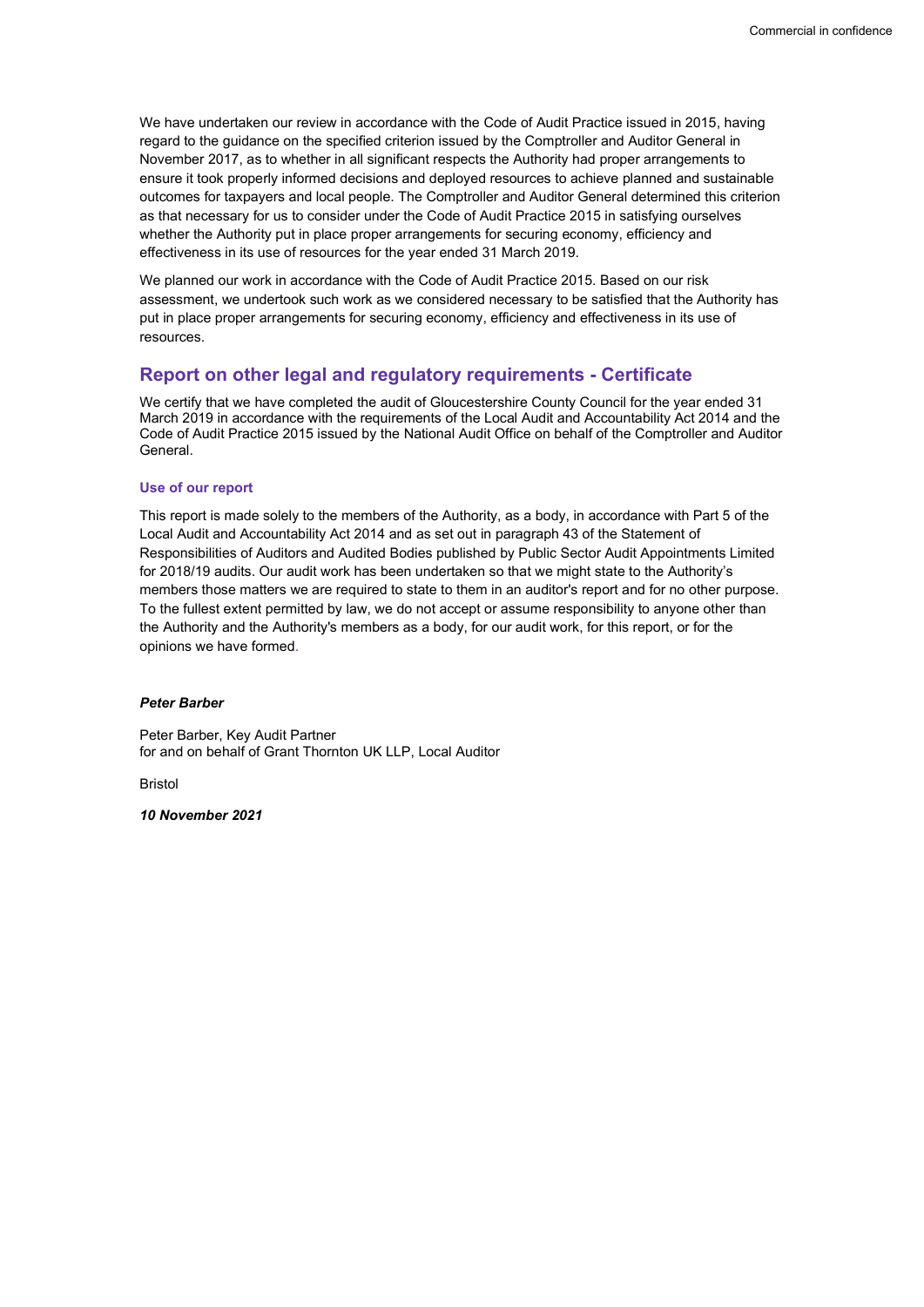We have undertaken our review in accordance with the Code of Audit Practice issued in 2015, having regard to the guidance on the specified criterion issued by the Comptroller and Auditor General in November 2017, as to whether in all significant respects the Authority had proper arrangements to ensure it took properly informed decisions and deployed resources to achieve planned and sustainable outcomes for taxpayers and local people. The Comptroller and Auditor General determined this criterion as that necessary for us to consider under the Code of Audit Practice 2015 in satisfying ourselves whether the Authority put in place proper arrangements for securing economy, efficiency and effectiveness in its use of resources for the year ended 31 March 2019.

We planned our work in accordance with the Code of Audit Practice 2015. Based on our risk assessment, we undertook such work as we considered necessary to be satisfied that the Authority has put in place proper arrangements for securing economy, efficiency and effectiveness in its use of resources.

## Report on other legal and regulatory requirements - Certificate

We certify that we have completed the audit of Gloucestershire County Council for the year ended 31 March 2019 in accordance with the requirements of the Local Audit and Accountability Act 2014 and the Code of Audit Practice 2015 issued by the National Audit Office on behalf of the Comptroller and Auditor General.

### Use of our report

This report is made solely to the members of the Authority, as a body, in accordance with Part 5 of the Local Audit and Accountability Act 2014 and as set out in paragraph 43 of the Statement of Responsibilities of Auditors and Audited Bodies published by Public Sector Audit Appointments Limited for 2018/19 audits. Our audit work has been undertaken so that we might state to the Authority's members those matters we are required to state to them in an auditor's report and for no other purpose. To the fullest extent permitted by law, we do not accept or assume responsibility to anyone other than the Authority and the Authority's members as a body, for our audit work, for this report, or for the opinions we have formed.

***Peter Barber***

Peter Barber, Key Audit Partner
for and on behalf of Grant Thornton UK LLP, Local Auditor

Bristol

***10 November 2021***